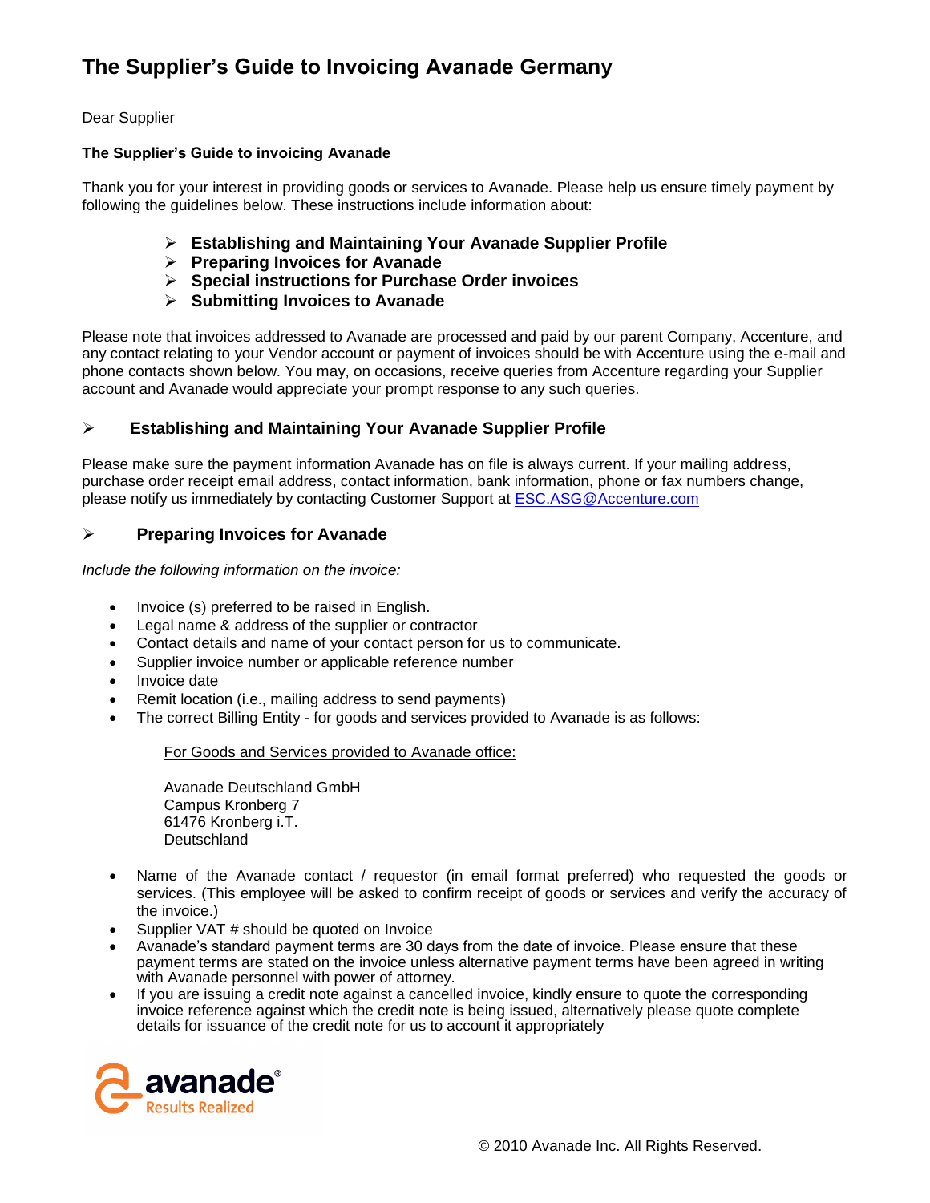# The Supplier's Guide to Invoicing Avanade Germany

Dear Supplier

**The Supplier's Guide to invoicing Avanade**

Thank you for your interest in providing goods or services to Avanade. Please help us ensure timely payment by following the guidelines below. These instructions include information about:

- **Establishing and Maintaining Your Avanade Supplier Profile**
- **Preparing Invoices for Avanade**
- **Special instructions for Purchase Order invoices**
- **Submitting Invoices to Avanade**

Please note that invoices addressed to Avanade are processed and paid by our parent Company, Accenture, and any contact relating to your Vendor account or payment of invoices should be with Accenture using the e-mail and phone contacts shown below. You may, on occasions, receive queries from Accenture regarding your Supplier account and Avanade would appreciate your prompt response to any such queries.

## Establishing and Maintaining Your Avanade Supplier Profile

Please make sure the payment information Avanade has on file is always current. If your mailing address, purchase order receipt email address, contact information, bank information, phone or fax numbers change, please notify us immediately by contacting Customer Support at ESC.ASG@Accenture.com

## Preparing Invoices for Avanade

*Include the following information on the invoice:*

- Invoice (s) preferred to be raised in English.
- Legal name & address of the supplier or contractor
- Contact details and name of your contact person for us to communicate.
- Supplier invoice number or applicable reference number
- Invoice date
- Remit location (i.e., mailing address to send payments)
- The correct Billing Entity - for goods and services provided to Avanade is as follows:

  For Goods and Services provided to Avanade office:

  Avanade Deutschland GmbH
  Campus Kronberg 7
  61476 Kronberg i.T.
  Deutschland

- Name of the Avanade contact / requestor (in email format preferred) who requested the goods or services. (This employee will be asked to confirm receipt of goods or services and verify the accuracy of the invoice.)
- Supplier VAT # should be quoted on Invoice
- Avanade's standard payment terms are 30 days from the date of invoice. Please ensure that these payment terms are stated on the invoice unless alternative payment terms have been agreed in writing with Avanade personnel with power of attorney.
- If you are issuing a credit note against a cancelled invoice, kindly ensure to quote the corresponding invoice reference against which the credit note is being issued, alternatively please quote complete details for issuance of the credit note for us to account it appropriately

avanade® Results Realized

© 2010 Avanade Inc. All Rights Reserved.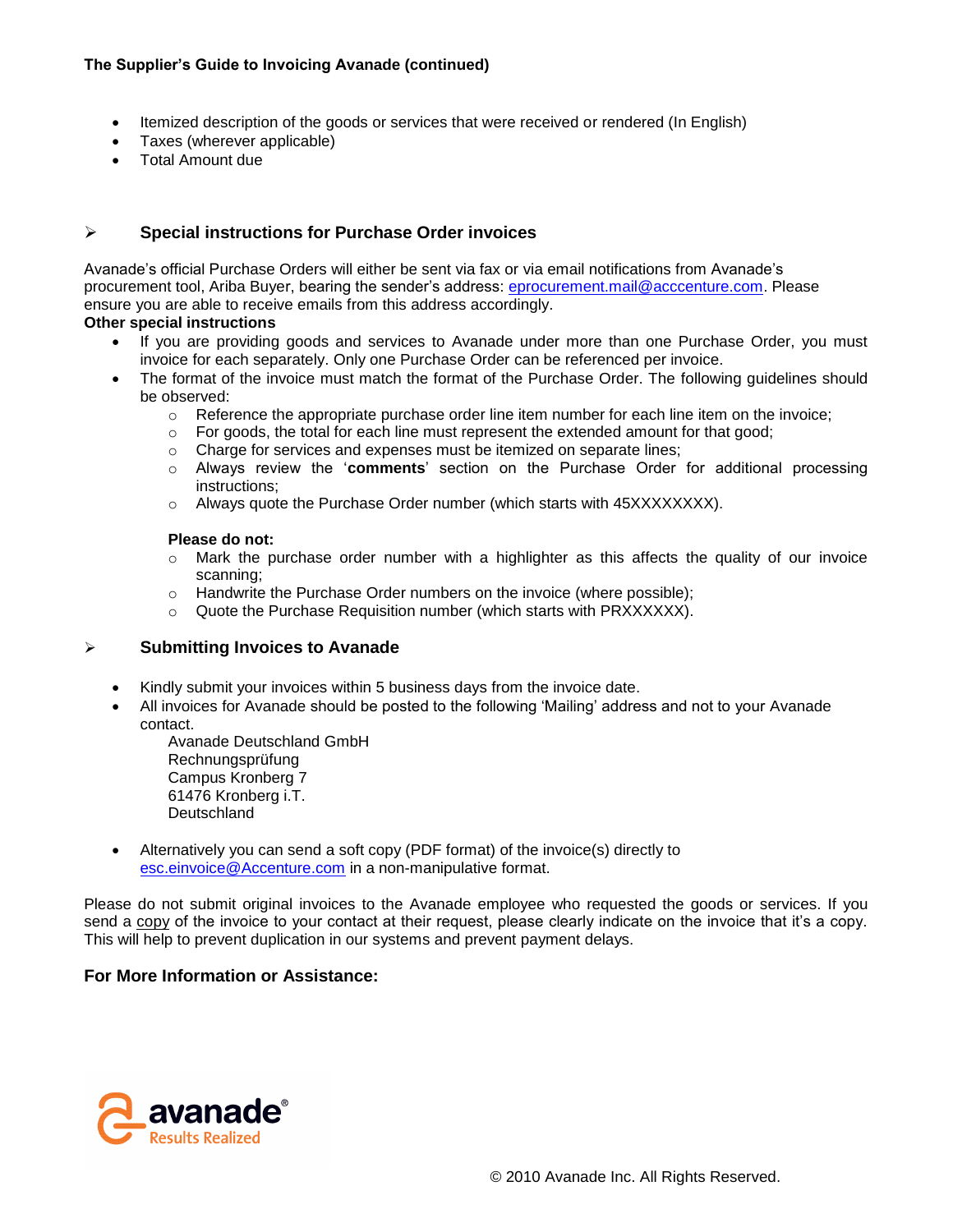- Itemized description of the goods or services that were received or rendered (In English)
- Taxes (wherever applicable)
- Total Amount due

## Special instructions for Purchase Order invoices

Avanade's official Purchase Orders will either be sent via fax or via email notifications from Avanade's procurement tool, Ariba Buyer, bearing the sender's address: eprocurement.mail@acccenture.com. Please ensure you are able to receive emails from this address accordingly.

**Other special instructions**

- If you are providing goods and services to Avanade under more than one Purchase Order, you must invoice for each separately. Only one Purchase Order can be referenced per invoice.
- The format of the invoice must match the format of the Purchase Order. The following guidelines should be observed:
  - Reference the appropriate purchase order line item number for each line item on the invoice;
  - For goods, the total for each line must represent the extended amount for that good;
  - Charge for services and expenses must be itemized on separate lines;
  - Always review the '**comments**' section on the Purchase Order for additional processing instructions;
  - Always quote the Purchase Order number (which starts with 45XXXXXXXX).

  **Please do not:**
  - Mark the purchase order number with a highlighter as this affects the quality of our invoice scanning;
  - Handwrite the Purchase Order numbers on the invoice (where possible);
  - Quote the Purchase Requisition number (which starts with PRXXXXXX).

## Submitting Invoices to Avanade

- Kindly submit your invoices within 5 business days from the invoice date.
- All invoices for Avanade should be posted to the following 'Mailing' address and not to your Avanade contact.

  Avanade Deutschland GmbH  
  Rechnungsprüfung  
  Campus Kronberg 7  
  61476 Kronberg i.T.  
  Deutschland

- Alternatively you can send a soft copy (PDF format) of the invoice(s) directly to esc.einvoice@Accenture.com in a non-manipulative format.

Please do not submit original invoices to the Avanade employee who requested the goods or services. If you send a copy of the invoice to your contact at their request, please clearly indicate on the invoice that it's a copy. This will help to prevent duplication in our systems and prevent payment delays.

### For More Information or Assistance:

avanade® Results Realized

© 2010 Avanade Inc. All Rights Reserved.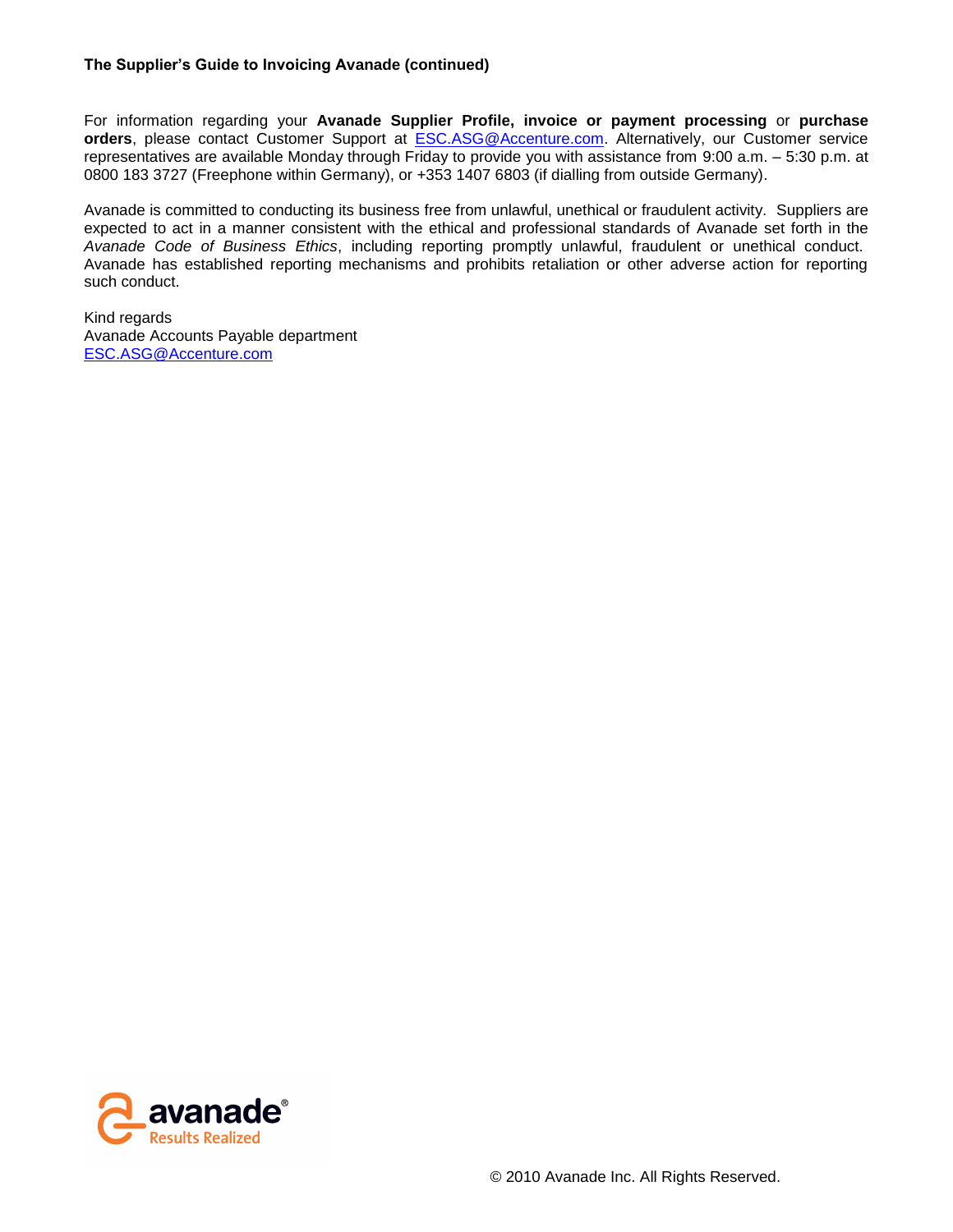**The Supplier's Guide to Invoicing Avanade (continued)**

For information regarding your **Avanade Supplier Profile, invoice or payment processing** or **purchase orders**, please contact Customer Support at ESC.ASG@Accenture.com. Alternatively, our Customer service representatives are available Monday through Friday to provide you with assistance from 9:00 a.m. – 5:30 p.m. at 0800 183 3727 (Freephone within Germany), or +353 1407 6803 (if dialling from outside Germany).

Avanade is committed to conducting its business free from unlawful, unethical or fraudulent activity. Suppliers are expected to act in a manner consistent with the ethical and professional standards of Avanade set forth in the *Avanade Code of Business Ethics*, including reporting promptly unlawful, fraudulent or unethical conduct. Avanade has established reporting mechanisms and prohibits retaliation or other adverse action for reporting such conduct.

Kind regards
Avanade Accounts Payable department
ESC.ASG@Accenture.com

avanade® Results Realized

© 2010 Avanade Inc. All Rights Reserved.